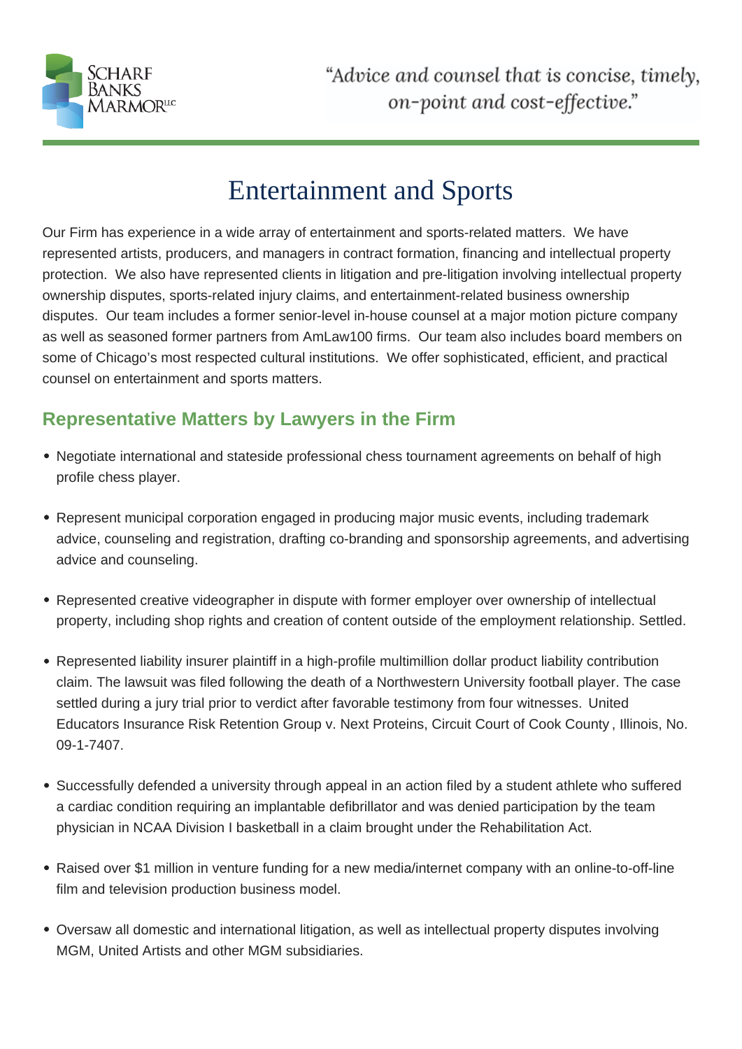SCHARF BANKS MARMOR LLC

"Advice and counsel that is concise, timely, on-point and cost-effective."

# Entertainment and Sports

Our Firm has experience in a wide array of entertainment and sports-related matters. We have represented artists, producers, and managers in contract formation, financing and intellectual property protection. We also have represented clients in litigation and pre-litigation involving intellectual property ownership disputes, sports-related injury claims, and entertainment-related business ownership disputes. Our team includes a former senior-level in-house counsel at a major motion picture company as well as seasoned former partners from AmLaw100 firms. Our team also includes board members on some of Chicago's most respected cultural institutions. We offer sophisticated, efficient, and practical counsel on entertainment and sports matters.

## Representative Matters by Lawyers in the Firm

- Negotiate international and stateside professional chess tournament agreements on behalf of high profile chess player.
- Represent municipal corporation engaged in producing major music events, including trademark advice, counseling and registration, drafting co-branding and sponsorship agreements, and advertising advice and counseling.
- Represented creative videographer in dispute with former employer over ownership of intellectual property, including shop rights and creation of content outside of the employment relationship. Settled.
- Represented liability insurer plaintiff in a high-profile multimillion dollar product liability contribution claim. The lawsuit was filed following the death of a Northwestern University football player. The case settled during a jury trial prior to verdict after favorable testimony from four witnesses. United Educators Insurance Risk Retention Group v. Next Proteins, Circuit Court of Cook County , Illinois, No. 09-1-7407.
- Successfully defended a university through appeal in an action filed by a student athlete who suffered a cardiac condition requiring an implantable defibrillator and was denied participation by the team physician in NCAA Division I basketball in a claim brought under the Rehabilitation Act.
- Raised over $1 million in venture funding for a new media/internet company with an online-to-off-line film and television production business model.
- Oversaw all domestic and international litigation, as well as intellectual property disputes involving MGM, United Artists and other MGM subsidiaries.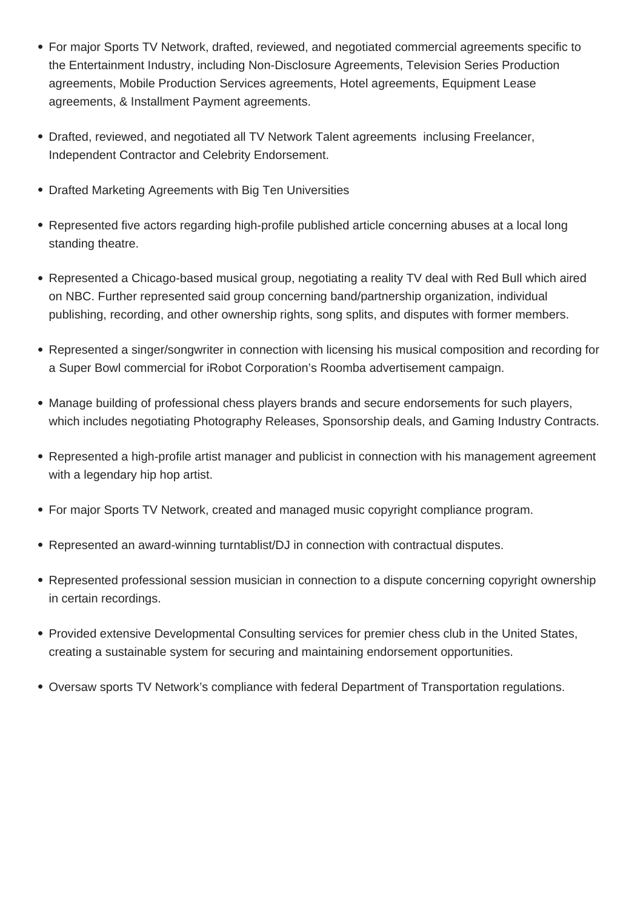- For major Sports TV Network, drafted, reviewed, and negotiated commercial agreements specific to the Entertainment Industry, including Non-Disclosure Agreements, Television Series Production agreements, Mobile Production Services agreements, Hotel agreements, Equipment Lease agreements, & Installment Payment agreements.
- Drafted, reviewed, and negotiated all TV Network Talent agreements inclusing Freelancer, Independent Contractor and Celebrity Endorsement.
- Drafted Marketing Agreements with Big Ten Universities
- Represented five actors regarding high-profile published article concerning abuses at a local long standing theatre.
- Represented a Chicago-based musical group, negotiating a reality TV deal with Red Bull which aired on NBC. Further represented said group concerning band/partnership organization, individual publishing, recording, and other ownership rights, song splits, and disputes with former members.
- Represented a singer/songwriter in connection with licensing his musical composition and recording for a Super Bowl commercial for iRobot Corporation's Roomba advertisement campaign.
- Manage building of professional chess players brands and secure endorsements for such players, which includes negotiating Photography Releases, Sponsorship deals, and Gaming Industry Contracts.
- Represented a high-profile artist manager and publicist in connection with his management agreement with a legendary hip hop artist.
- For major Sports TV Network, created and managed music copyright compliance program.
- Represented an award-winning turntablist/DJ in connection with contractual disputes.
- Represented professional session musician in connection to a dispute concerning copyright ownership in certain recordings.
- Provided extensive Developmental Consulting services for premier chess club in the United States, creating a sustainable system for securing and maintaining endorsement opportunities.
- Oversaw sports TV Network's compliance with federal Department of Transportation regulations.